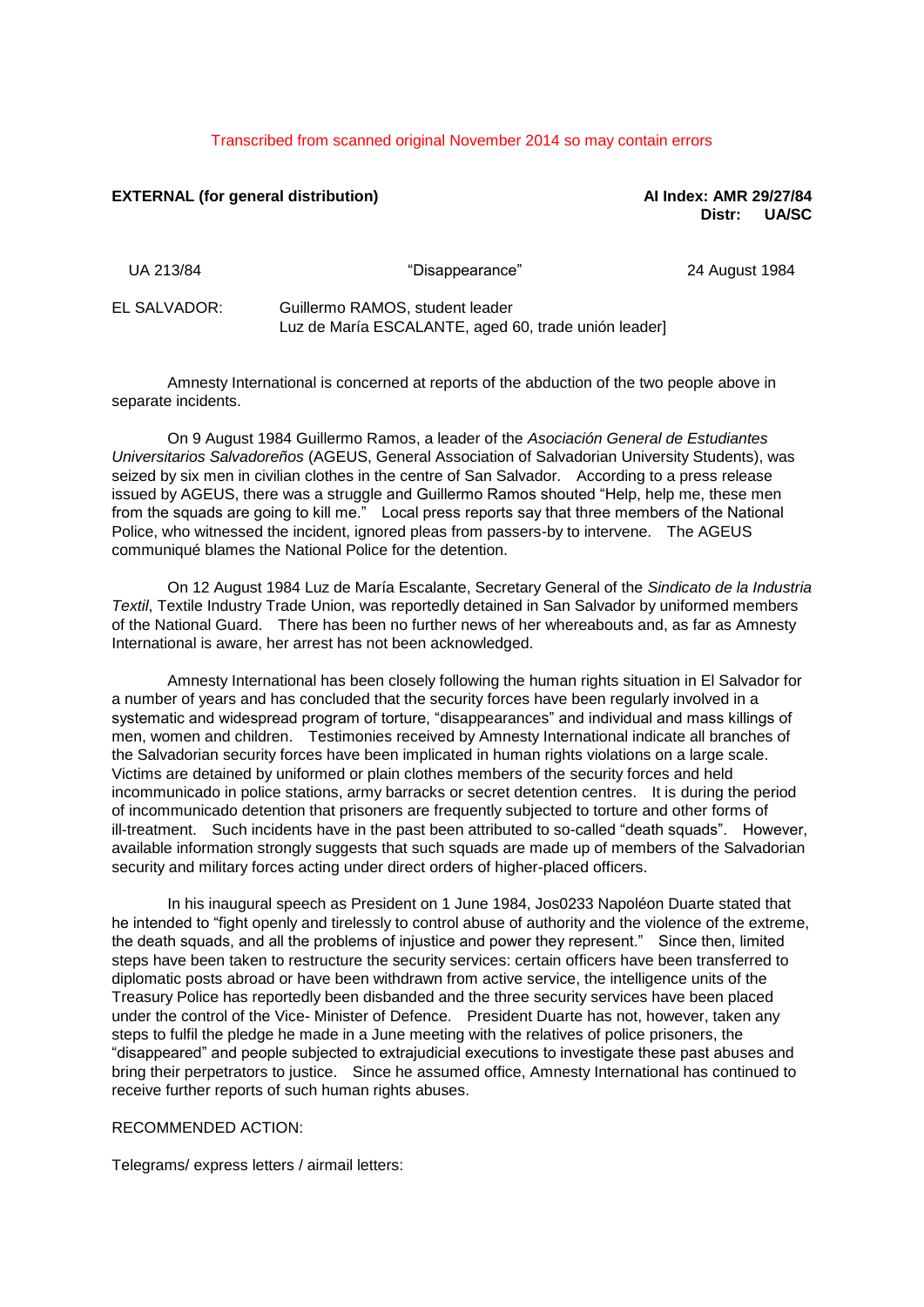Transcribed from scanned original November 2014 so may contain errors

**EXTERNAL (for general distribution)**

**AI Index: AMR 29/27/84**
**Distr: UA/SC**

UA 213/84 "Disappearance" 24 August 1984

EL SALVADOR: Guillermo RAMOS, student leader
Luz de María ESCALANTE, aged 60, trade unión leader]

Amnesty International is concerned at reports of the abduction of the two people above in separate incidents.

On 9 August 1984 Guillermo Ramos, a leader of the *Asociación General de Estudiantes Universitarios Salvadoreños* (AGEUS, General Association of Salvadorian University Students), was seized by six men in civilian clothes in the centre of San Salvador. According to a press release issued by AGEUS, there was a struggle and Guillermo Ramos shouted "Help, help me, these men from the squads are going to kill me." Local press reports say that three members of the National Police, who witnessed the incident, ignored pleas from passers-by to intervene. The AGEUS communiqué blames the National Police for the detention.

On 12 August 1984 Luz de María Escalante, Secretary General of the *Sindicato de la Industria Textil*, Textile Industry Trade Union, was reportedly detained in San Salvador by uniformed members of the National Guard. There has been no further news of her whereabouts and, as far as Amnesty International is aware, her arrest has not been acknowledged.

Amnesty International has been closely following the human rights situation in El Salvador for a number of years and has concluded that the security forces have been regularly involved in a systematic and widespread program of torture, "disappearances" and individual and mass killings of men, women and children. Testimonies received by Amnesty International indicate all branches of the Salvadorian security forces have been implicated in human rights violations on a large scale. Victims are detained by uniformed or plain clothes members of the security forces and held incommunicado in police stations, army barracks or secret detention centres. It is during the period of incommunicado detention that prisoners are frequently subjected to torture and other forms of ill-treatment. Such incidents have in the past been attributed to so-called "death squads". However, available information strongly suggests that such squads are made up of members of the Salvadorian security and military forces acting under direct orders of higher-placed officers.

In his inaugural speech as President on 1 June 1984, Jos0233 Napoléon Duarte stated that he intended to "fight openly and tirelessly to control abuse of authority and the violence of the extreme, the death squads, and all the problems of injustice and power they represent." Since then, limited steps have been taken to restructure the security services: certain officers have been transferred to diplomatic posts abroad or have been withdrawn from active service, the intelligence units of the Treasury Police has reportedly been disbanded and the three security services have been placed under the control of the Vice- Minister of Defence. President Duarte has not, however, taken any steps to fulfil the pledge he made in a June meeting with the relatives of police prisoners, the "disappeared" and people subjected to extrajudicial executions to investigate these past abuses and bring their perpetrators to justice. Since he assumed office, Amnesty International has continued to receive further reports of such human rights abuses.

RECOMMENDED ACTION:

Telegrams/ express letters / airmail letters: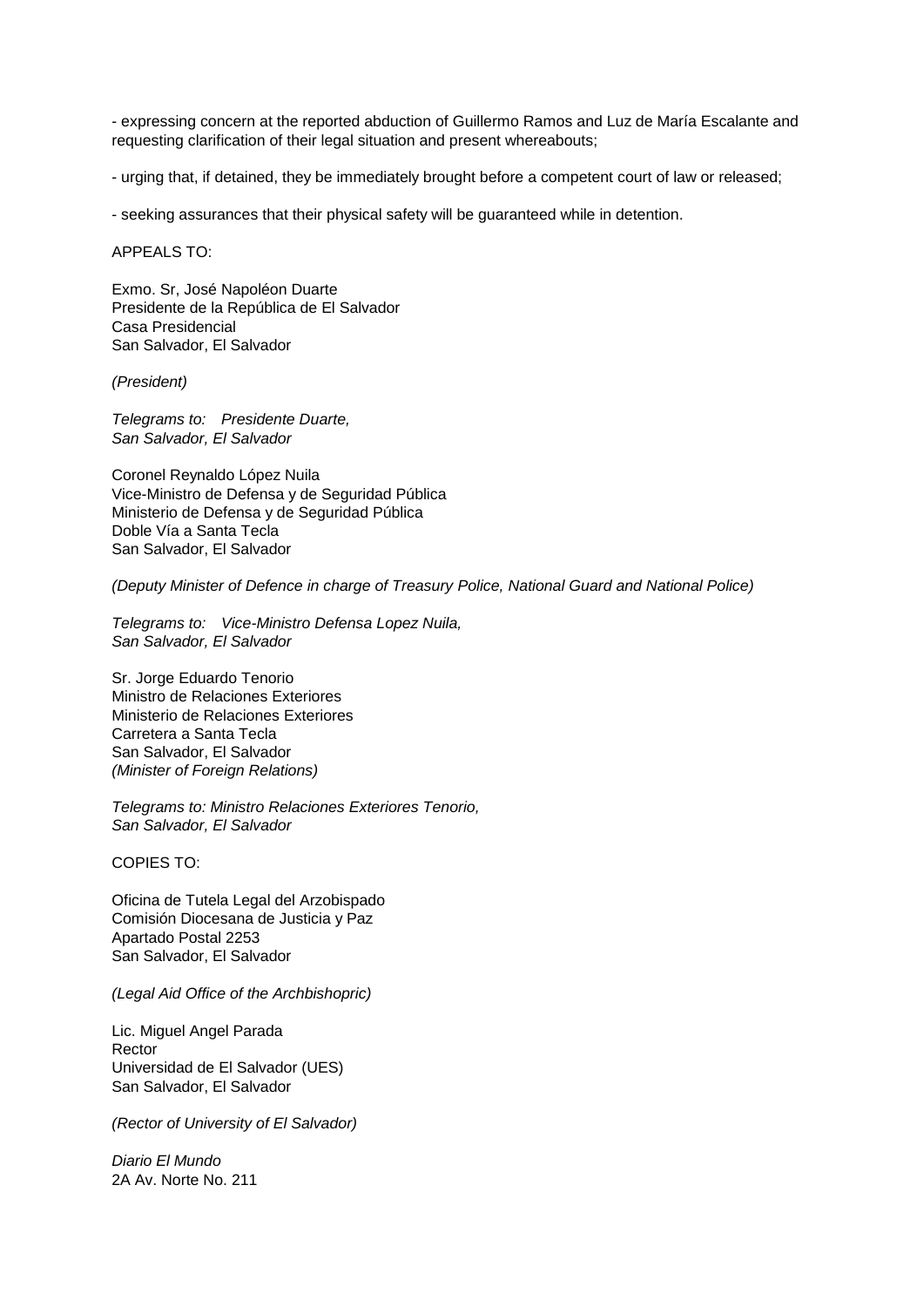- expressing concern at the reported abduction of Guillermo Ramos and Luz de María Escalante and requesting clarification of their legal situation and present whereabouts;

- urging that, if detained, they be immediately brought before a competent court of law or released;

- seeking assurances that their physical safety will be guaranteed while in detention.

APPEALS TO:

Exmo. Sr, José Napoléon Duarte
Presidente de la República de El Salvador
Casa Presidencial
San Salvador, El Salvador

*(President)*

*Telegrams to: Presidente Duarte,*
*San Salvador, El Salvador*

Coronel Reynaldo López Nuila
Vice-Ministro de Defensa y de Seguridad Pública
Ministerio de Defensa y de Seguridad Pública
Doble Vía a Santa Tecla
San Salvador, El Salvador

*(Deputy Minister of Defence in charge of Treasury Police, National Guard and National Police)*

*Telegrams to: Vice-Ministro Defensa Lopez Nuila,*
*San Salvador, El Salvador*

Sr. Jorge Eduardo Tenorio
Ministro de Relaciones Exteriores
Ministerio de Relaciones Exteriores
Carretera a Santa Tecla
San Salvador, El Salvador
*(Minister of Foreign Relations)*

*Telegrams to: Ministro Relaciones Exteriores Tenorio,*
*San Salvador, El Salvador*

COPIES TO:

Oficina de Tutela Legal del Arzobispado
Comisión Diocesana de Justicia y Paz
Apartado Postal 2253
San Salvador, El Salvador

*(Legal Aid Office of the Archbishopric)*

Lic. Miguel Angel Parada
Rector
Universidad de El Salvador (UES)
San Salvador, El Salvador

*(Rector of University of El Salvador)*

*Diario El Mundo*
2A Av. Norte No. 211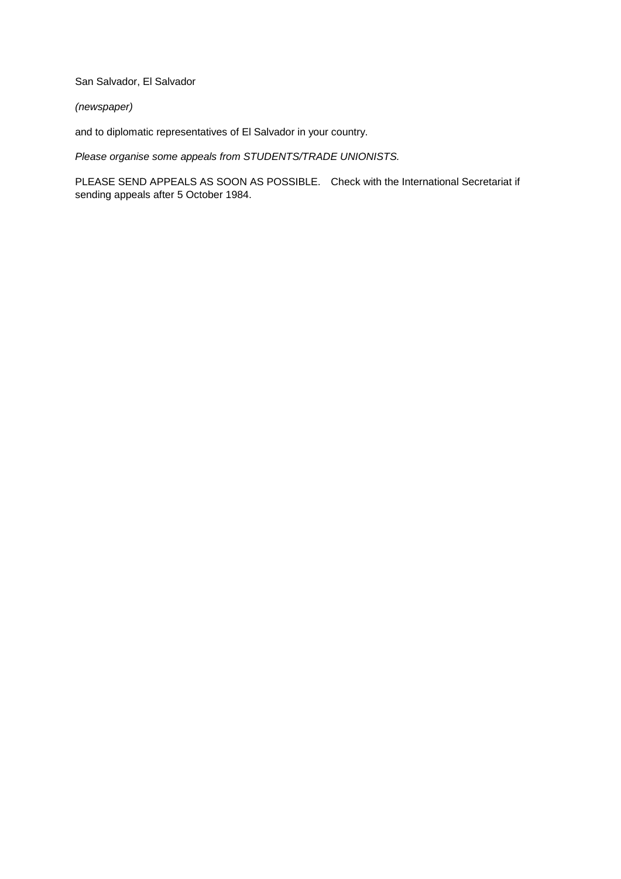San Salvador, El Salvador

*(newspaper)*

and to diplomatic representatives of El Salvador in your country.

*Please organise some appeals from STUDENTS/TRADE UNIONISTS.*

PLEASE SEND APPEALS AS SOON AS POSSIBLE. Check with the International Secretariat if sending appeals after 5 October 1984.